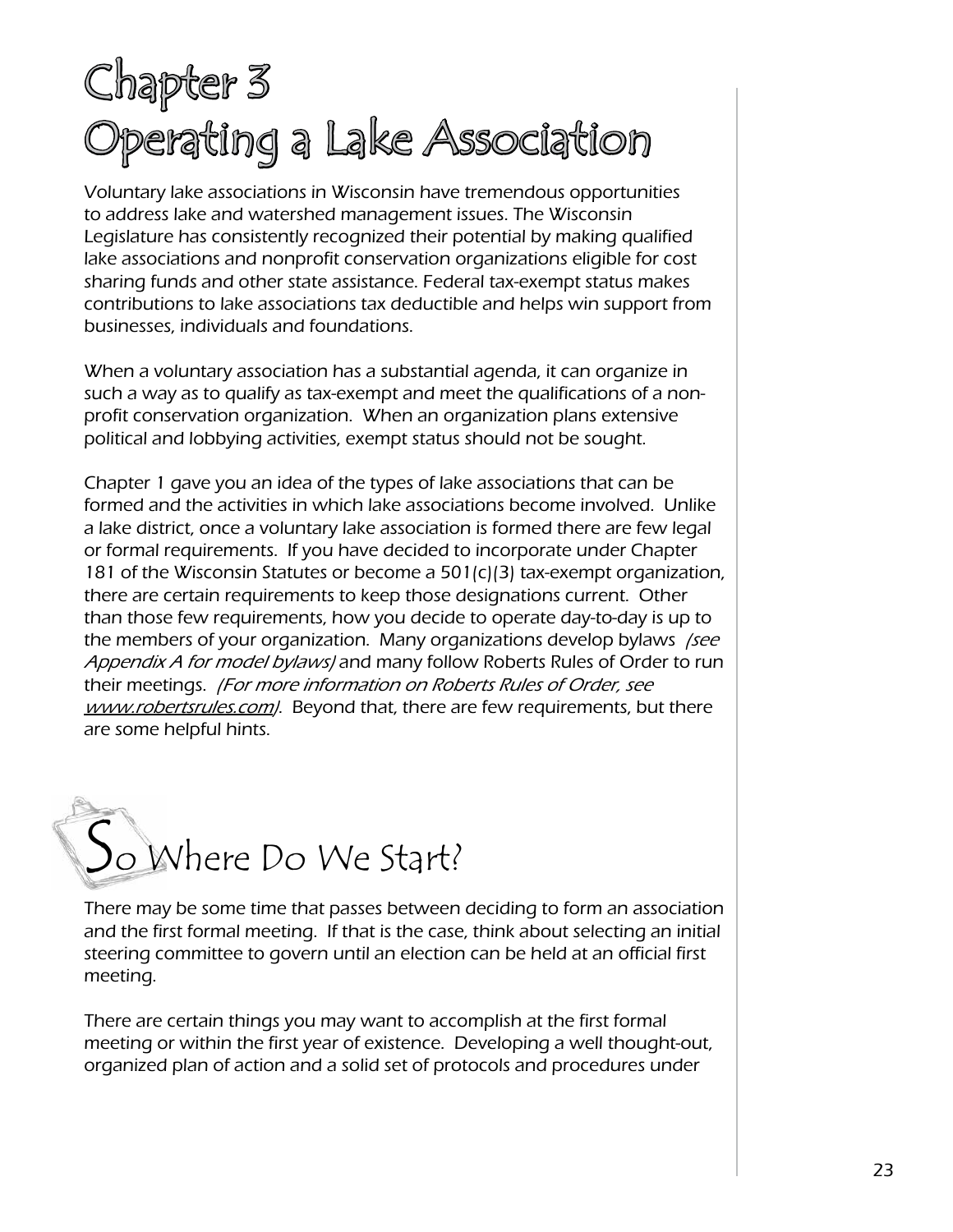# Chapter 3
# Operating a Lake Association

Voluntary lake associations in Wisconsin have tremendous opportunities to address lake and watershed management issues. The Wisconsin Legislature has consistently recognized their potential by making qualified lake associations and nonprofit conservation organizations eligible for cost sharing funds and other state assistance. Federal tax-exempt status makes contributions to lake associations tax deductible and helps win support from businesses, individuals and foundations.

When a voluntary association has a substantial agenda, it can organize in such a way as to qualify as tax-exempt and meet the qualifications of a non-profit conservation organization. When an organization plans extensive political and lobbying activities, exempt status should not be sought.

Chapter 1 gave you an idea of the types of lake associations that can be formed and the activities in which lake associations become involved. Unlike a lake district, once a voluntary lake association is formed there are few legal or formal requirements. If you have decided to incorporate under Chapter 181 of the Wisconsin Statutes or become a 501(c)(3) tax-exempt organization, there are certain requirements to keep those designations current. Other than those few requirements, how you decide to operate day-to-day is up to the members of your organization. Many organizations develop bylaws *(see Appendix A for model bylaws)* and many follow Roberts Rules of Order to run their meetings. *(For more information on Roberts Rules of Order, see www.robertsrules.com)*. Beyond that, there are few requirements, but there are some helpful hints.

## So Where Do We Start?

There may be some time that passes between deciding to form an association and the first formal meeting. If that is the case, think about selecting an initial steering committee to govern until an election can be held at an official first meeting.

There are certain things you may want to accomplish at the first formal meeting or within the first year of existence. Developing a well thought-out, organized plan of action and a solid set of protocols and procedures under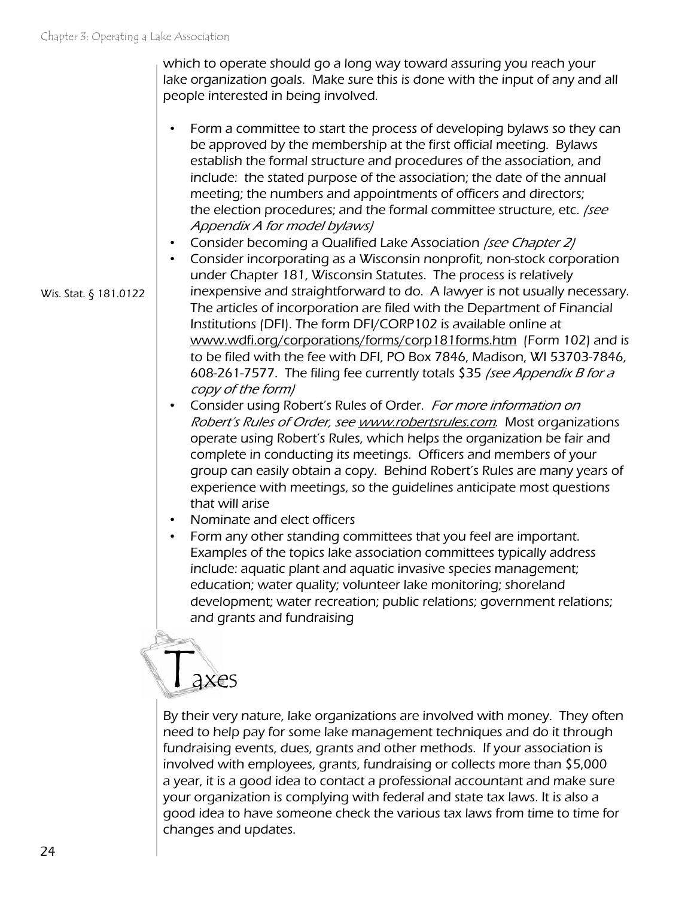which to operate should go a long way toward assuring you reach your lake organization goals. Make sure this is done with the input of any and all people interested in being involved.

- Form a committee to start the process of developing bylaws so they can be approved by the membership at the first official meeting. Bylaws establish the formal structure and procedures of the association, and include: the stated purpose of the association; the date of the annual meeting; the numbers and appointments of officers and directors; the election procedures; and the formal committee structure, etc. *(see Appendix A for model bylaws)*
- Consider becoming a Qualified Lake Association *(see Chapter 2)*
- Consider incorporating as a Wisconsin nonprofit, non-stock corporation under Chapter 181, Wisconsin Statutes. The process is relatively inexpensive and straightforward to do. A lawyer is not usually necessary. The articles of incorporation are filed with the Department of Financial Institutions (DFI). The form DFI/CORP102 is available online at www.wdfi.org/corporations/forms/corp181forms.htm (Form 102) and is to be filed with the fee with DFI, PO Box 7846, Madison, WI 53703-7846, 608-261-7577. The filing fee currently totals $35 *(see Appendix B for a copy of the form)*

Wis. Stat. § 181.0122

- Consider using Robert's Rules of Order. *For more information on Robert's Rules of Order, see www.robertsrules.com*. Most organizations operate using Robert's Rules, which helps the organization be fair and complete in conducting its meetings. Officers and members of your group can easily obtain a copy. Behind Robert's Rules are many years of experience with meetings, so the guidelines anticipate most questions that will arise
- Nominate and elect officers
- Form any other standing committees that you feel are important. Examples of the topics lake association committees typically address include: aquatic plant and aquatic invasive species management; education; water quality; volunteer lake monitoring; shoreland development; water recreation; public relations; government relations; and grants and fundraising

## Taxes

By their very nature, lake organizations are involved with money. They often need to help pay for some lake management techniques and do it through fundraising events, dues, grants and other methods. If your association is involved with employees, grants, fundraising or collects more than $5,000 a year, it is a good idea to contact a professional accountant and make sure your organization is complying with federal and state tax laws. It is also a good idea to have someone check the various tax laws from time to time for changes and updates.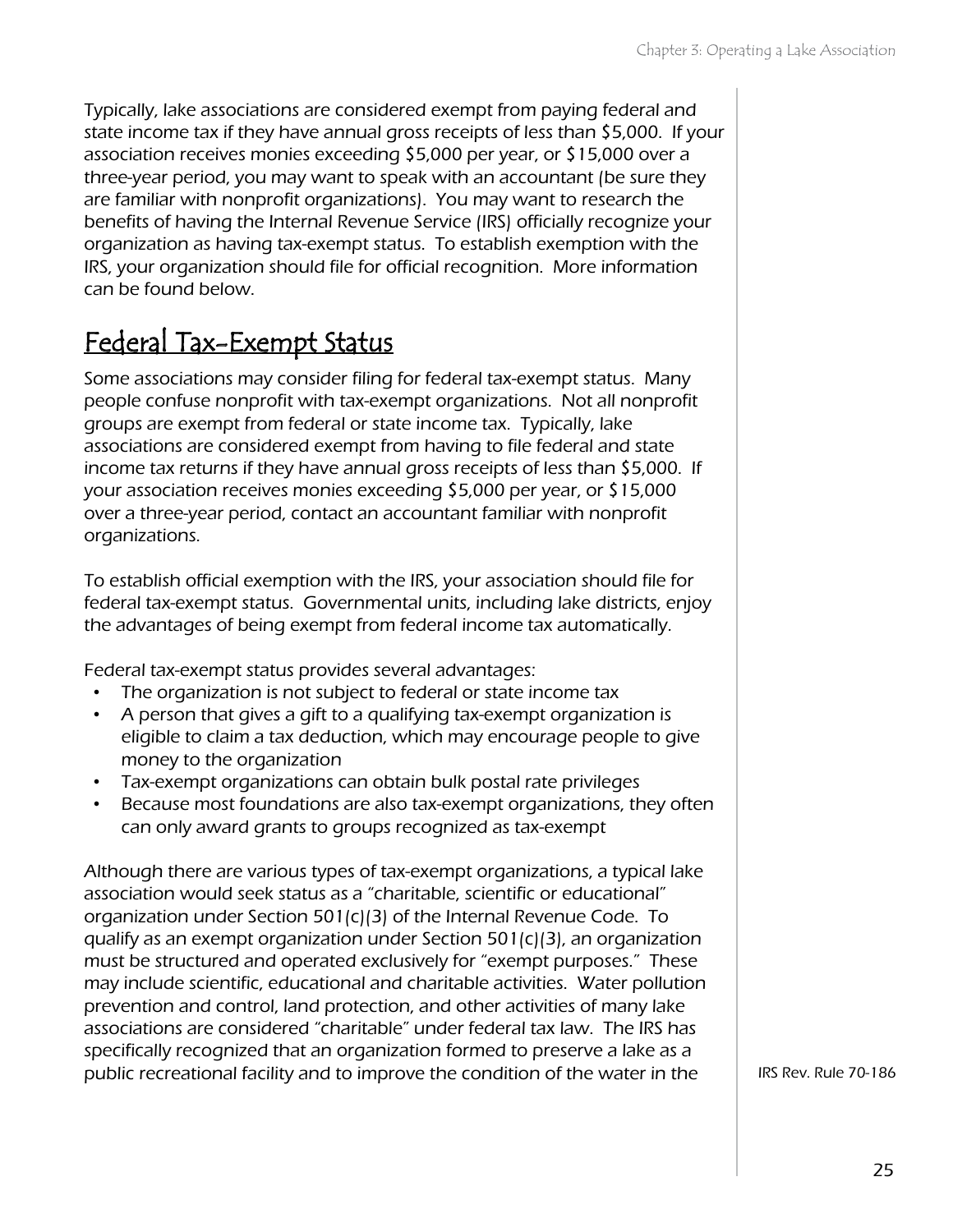Typically, lake associations are considered exempt from paying federal and state income tax if they have annual gross receipts of less than $5,000. If your association receives monies exceeding $5,000 per year, or $15,000 over a three-year period, you may want to speak with an accountant (be sure they are familiar with nonprofit organizations). You may want to research the benefits of having the Internal Revenue Service (IRS) officially recognize your organization as having tax-exempt status. To establish exemption with the IRS, your organization should file for official recognition. More information can be found below.

## Federal Tax-Exempt Status

Some associations may consider filing for federal tax-exempt status. Many people confuse nonprofit with tax-exempt organizations. Not all nonprofit groups are exempt from federal or state income tax. Typically, lake associations are considered exempt from having to file federal and state income tax returns if they have annual gross receipts of less than $5,000. If your association receives monies exceeding $5,000 per year, or $15,000 over a three-year period, contact an accountant familiar with nonprofit organizations.

To establish official exemption with the IRS, your association should file for federal tax-exempt status. Governmental units, including lake districts, enjoy the advantages of being exempt from federal income tax automatically.

Federal tax-exempt status provides several advantages:

- The organization is not subject to federal or state income tax
- A person that gives a gift to a qualifying tax-exempt organization is eligible to claim a tax deduction, which may encourage people to give money to the organization
- Tax-exempt organizations can obtain bulk postal rate privileges
- Because most foundations are also tax-exempt organizations, they often can only award grants to groups recognized as tax-exempt

Although there are various types of tax-exempt organizations, a typical lake association would seek status as a "charitable, scientific or educational" organization under Section 501(c)(3) of the Internal Revenue Code. To qualify as an exempt organization under Section 501(c)(3), an organization must be structured and operated exclusively for "exempt purposes." These may include scientific, educational and charitable activities. Water pollution prevention and control, land protection, and other activities of many lake associations are considered "charitable" under federal tax law. The IRS has specifically recognized that an organization formed to preserve a lake as a public recreational facility and to improve the condition of the water in the

IRS Rev. Rule 70-186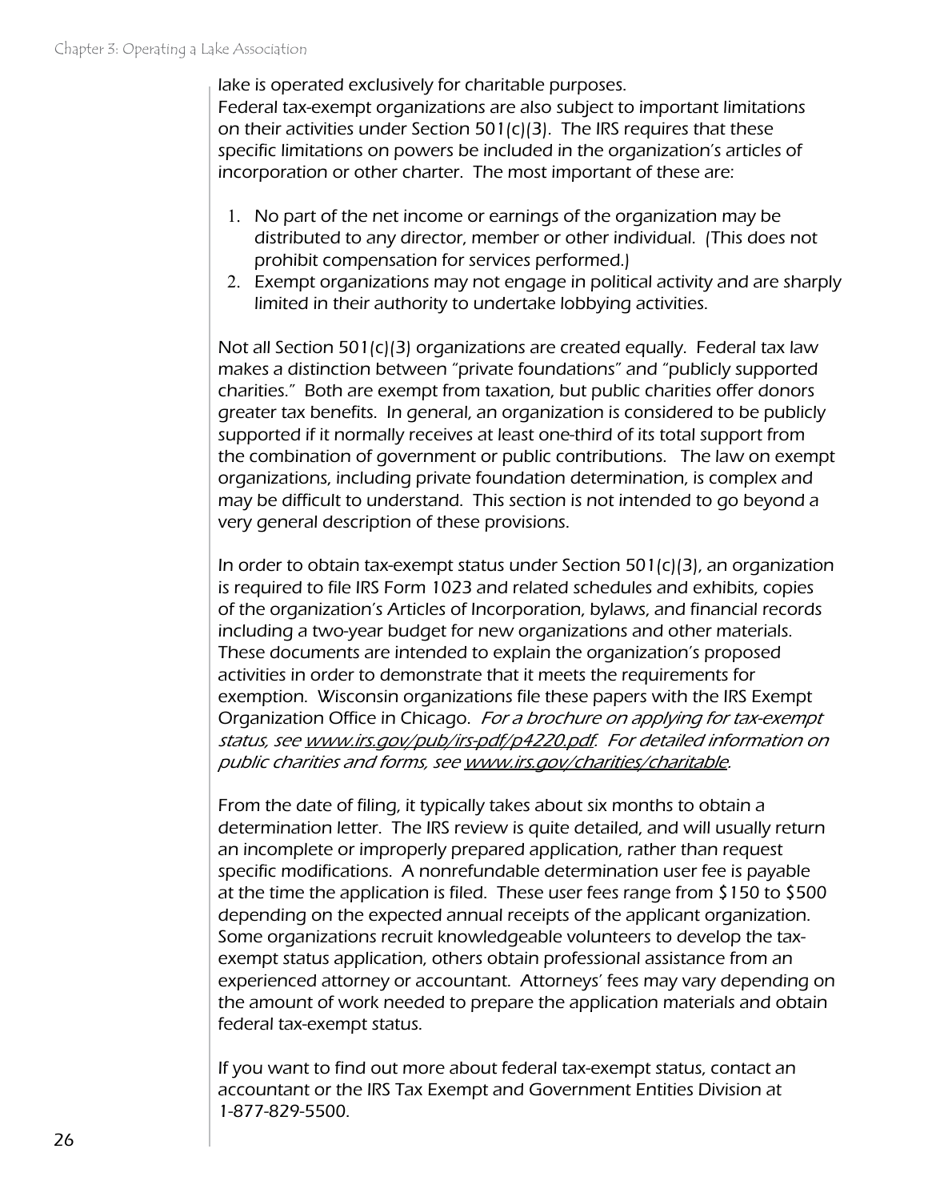lake is operated exclusively for charitable purposes.
Federal tax-exempt organizations are also subject to important limitations on their activities under Section 501(c)(3). The IRS requires that these specific limitations on powers be included in the organization's articles of incorporation or other charter. The most important of these are:

1. No part of the net income or earnings of the organization may be distributed to any director, member or other individual. (This does not prohibit compensation for services performed.)
2. Exempt organizations may not engage in political activity and are sharply limited in their authority to undertake lobbying activities.

Not all Section 501(c)(3) organizations are created equally. Federal tax law makes a distinction between "private foundations" and "publicly supported charities." Both are exempt from taxation, but public charities offer donors greater tax benefits. In general, an organization is considered to be publicly supported if it normally receives at least one-third of its total support from the combination of government or public contributions. The law on exempt organizations, including private foundation determination, is complex and may be difficult to understand. This section is not intended to go beyond a very general description of these provisions.

In order to obtain tax-exempt status under Section 501(c)(3), an organization is required to file IRS Form 1023 and related schedules and exhibits, copies of the organization's Articles of Incorporation, bylaws, and financial records including a two-year budget for new organizations and other materials. These documents are intended to explain the organization's proposed activities in order to demonstrate that it meets the requirements for exemption. Wisconsin organizations file these papers with the IRS Exempt Organization Office in Chicago. *For a brochure on applying for tax-exempt status, see www.irs.gov/pub/irs-pdf/p4220.pdf. For detailed information on public charities and forms, see www.irs.gov/charities/charitable.*

From the date of filing, it typically takes about six months to obtain a determination letter. The IRS review is quite detailed, and will usually return an incomplete or improperly prepared application, rather than request specific modifications. A nonrefundable determination user fee is payable at the time the application is filed. These user fees range from $150 to $500 depending on the expected annual receipts of the applicant organization. Some organizations recruit knowledgeable volunteers to develop the tax-exempt status application, others obtain professional assistance from an experienced attorney or accountant. Attorneys' fees may vary depending on the amount of work needed to prepare the application materials and obtain federal tax-exempt status.

If you want to find out more about federal tax-exempt status, contact an accountant or the IRS Tax Exempt and Government Entities Division at 1-877-829-5500.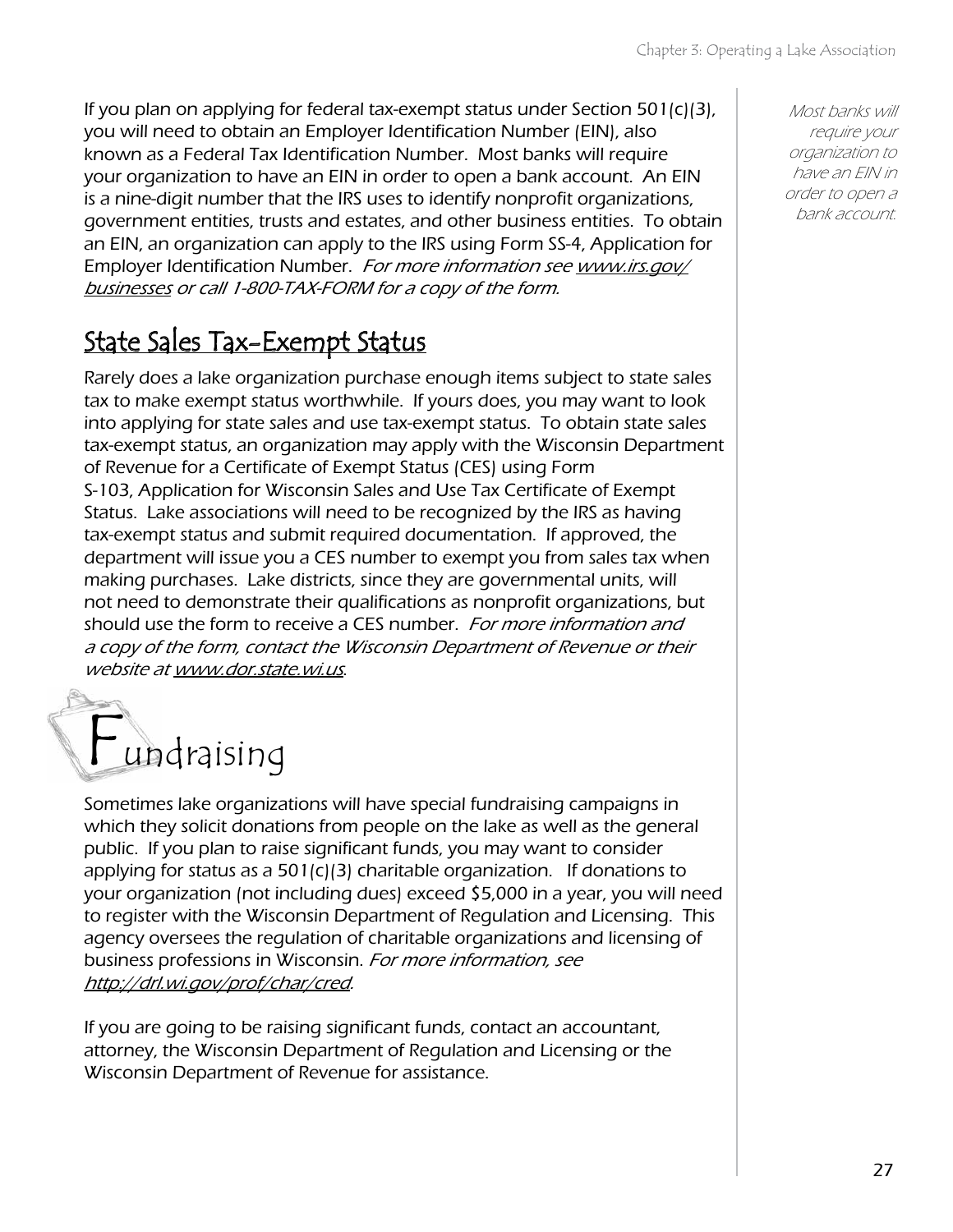If you plan on applying for federal tax-exempt status under Section 501(c)(3), you will need to obtain an Employer Identification Number (EIN), also known as a Federal Tax Identification Number. Most banks will require your organization to have an EIN in order to open a bank account. An EIN is a nine-digit number that the IRS uses to identify nonprofit organizations, government entities, trusts and estates, and other business entities. To obtain an EIN, an organization can apply to the IRS using Form SS-4, Application for Employer Identification Number. *For more information see [www.irs.gov/businesses](www.irs.gov/businesses) or call 1-800-TAX-FORM for a copy of the form.*

*Most banks will require your organization to have an EIN in order to open a bank account.*

## State Sales Tax-Exempt Status

Rarely does a lake organization purchase enough items subject to state sales tax to make exempt status worthwhile. If yours does, you may want to look into applying for state sales and use tax-exempt status. To obtain state sales tax-exempt status, an organization may apply with the Wisconsin Department of Revenue for a Certificate of Exempt Status (CES) using Form S-103, Application for Wisconsin Sales and Use Tax Certificate of Exempt Status. Lake associations will need to be recognized by the IRS as having tax-exempt status and submit required documentation. If approved, the department will issue you a CES number to exempt you from sales tax when making purchases. Lake districts, since they are governmental units, will not need to demonstrate their qualifications as nonprofit organizations, but should use the form to receive a CES number. *For more information and a copy of the form, contact the Wisconsin Department of Revenue or their website at [www.dor.state.wi.us](www.dor.state.wi.us).*

# Fundraising

Sometimes lake organizations will have special fundraising campaigns in which they solicit donations from people on the lake as well as the general public. If you plan to raise significant funds, you may want to consider applying for status as a 501(c)(3) charitable organization. If donations to your organization (not including dues) exceed $5,000 in a year, you will need to register with the Wisconsin Department of Regulation and Licensing. This agency oversees the regulation of charitable organizations and licensing of business professions in Wisconsin. *For more information, see [http://drl.wi.gov/prof/char/cred](http://drl.wi.gov/prof/char/cred).*

If you are going to be raising significant funds, contact an accountant, attorney, the Wisconsin Department of Regulation and Licensing or the Wisconsin Department of Revenue for assistance.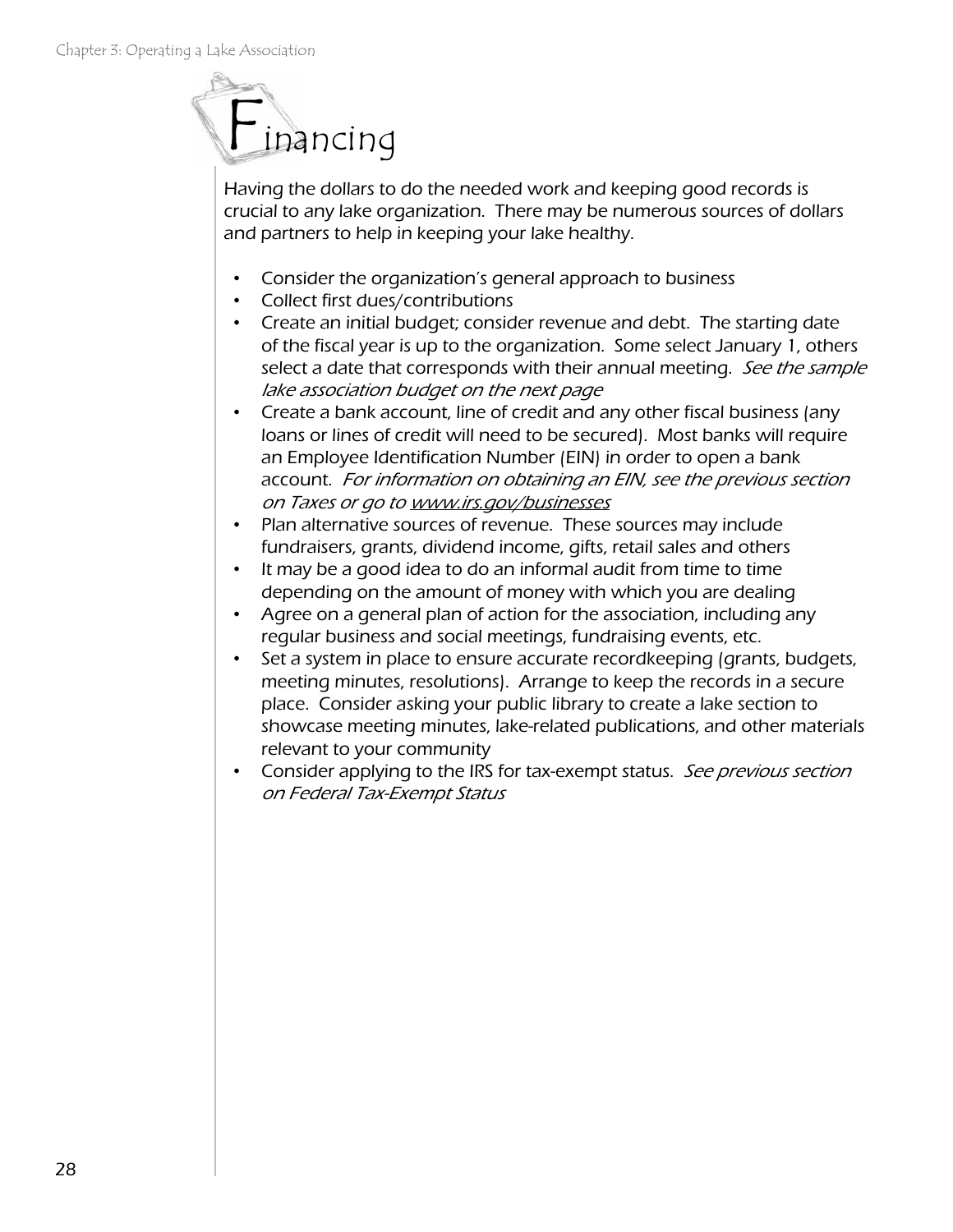# Financing

Having the dollars to do the needed work and keeping good records is crucial to any lake organization. There may be numerous sources of dollars and partners to help in keeping your lake healthy.

- Consider the organization's general approach to business
- Collect first dues/contributions
- Create an initial budget; consider revenue and debt. The starting date of the fiscal year is up to the organization. Some select January 1, others select a date that corresponds with their annual meeting. *See the sample lake association budget on the next page*
- Create a bank account, line of credit and any other fiscal business (any loans or lines of credit will need to be secured). Most banks will require an Employee Identification Number (EIN) in order to open a bank account. *For information on obtaining an EIN, see the previous section on Taxes or go to www.irs.gov/businesses*
- Plan alternative sources of revenue. These sources may include fundraisers, grants, dividend income, gifts, retail sales and others
- It may be a good idea to do an informal audit from time to time depending on the amount of money with which you are dealing
- Agree on a general plan of action for the association, including any regular business and social meetings, fundraising events, etc.
- Set a system in place to ensure accurate recordkeeping (grants, budgets, meeting minutes, resolutions). Arrange to keep the records in a secure place. Consider asking your public library to create a lake section to showcase meeting minutes, lake-related publications, and other materials relevant to your community
- Consider applying to the IRS for tax-exempt status. *See previous section on Federal Tax-Exempt Status*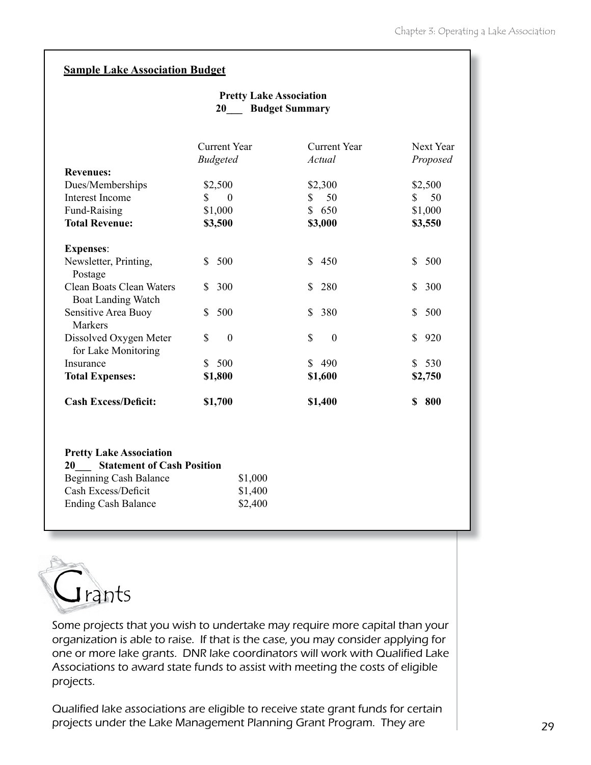**Sample Lake Association Budget**

**Pretty Lake Association**
**20___ Budget Summary**

| | Current Year *Budgeted* | Current Year *Actual* | Next Year *Proposed* |
|---|---|---|---|
| **Revenues:** | | | |
| Dues/Memberships | $2,500 | $2,300 | $2,500 |
| Interest Income | $ 0 | $ 50 | $ 50 |
| Fund-Raising | $1,000 | $ 650 | $1,000 |
| **Total Revenue:** | **$3,500** | **$3,000** | **$3,550** |
| **Expenses**: | | | |
| Newsletter, Printing, Postage | $ 500 | $ 450 | $ 500 |
| Clean Boats Clean Waters Boat Landing Watch | $ 300 | $ 280 | $ 300 |
| Sensitive Area Buoy Markers | $ 500 | $ 380 | $ 500 |
| Dissolved Oxygen Meter for Lake Monitoring | $ 0 | $ 0 | $ 920 |
| Insurance | $ 500 | $ 490 | $ 530 |
| **Total Expenses:** | **$1,800** | **$1,600** | **$2,750** |
| **Cash Excess/Deficit:** | **$1,700** | **$1,400** | **$ 800** |

**Pretty Lake Association**
**20___ Statement of Cash Position**

| | |
|---|---|
| Beginning Cash Balance | $1,000 |
| Cash Excess/Deficit | $1,400 |
| Ending Cash Balance | $2,400 |

# Grants

Some projects that you wish to undertake may require more capital than your organization is able to raise. If that is the case, you may consider applying for one or more lake grants. DNR lake coordinators will work with Qualified Lake Associations to award state funds to assist with meeting the costs of eligible projects.

Qualified lake associations are eligible to receive state grant funds for certain projects under the Lake Management Planning Grant Program. They are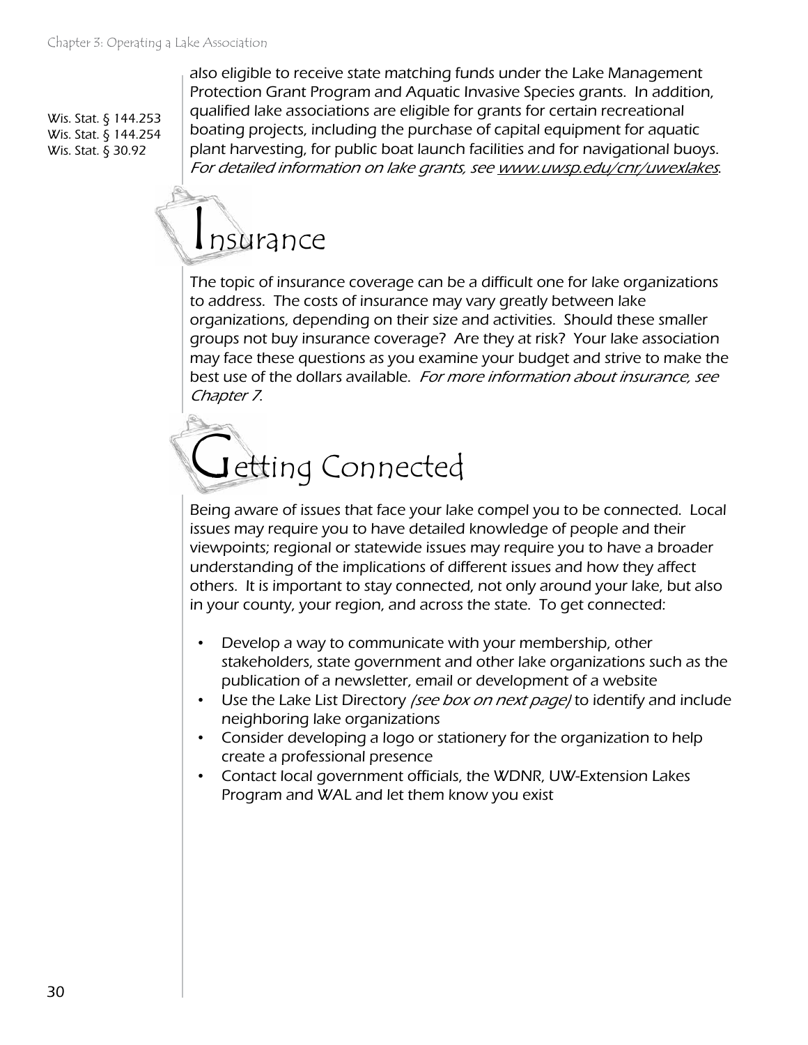Wis. Stat. § 144.253
Wis. Stat. § 144.254
Wis. Stat. § 30.92

also eligible to receive state matching funds under the Lake Management Protection Grant Program and Aquatic Invasive Species grants. In addition, qualified lake associations are eligible for grants for certain recreational boating projects, including the purchase of capital equipment for aquatic plant harvesting, for public boat launch facilities and for navigational buoys. *For detailed information on lake grants, see www.uwsp.edu/cnr/uwexlakes.*

## Insurance

The topic of insurance coverage can be a difficult one for lake organizations to address. The costs of insurance may vary greatly between lake organizations, depending on their size and activities. Should these smaller groups not buy insurance coverage? Are they at risk? Your lake association may face these questions as you examine your budget and strive to make the best use of the dollars available. *For more information about insurance, see Chapter 7.*

## Getting Connected

Being aware of issues that face your lake compel you to be connected. Local issues may require you to have detailed knowledge of people and their viewpoints; regional or statewide issues may require you to have a broader understanding of the implications of different issues and how they affect others. It is important to stay connected, not only around your lake, but also in your county, your region, and across the state. To get connected:

- Develop a way to communicate with your membership, other stakeholders, state government and other lake organizations such as the publication of a newsletter, email or development of a website
- Use the Lake List Directory *(see box on next page)* to identify and include neighboring lake organizations
- Consider developing a logo or stationery for the organization to help create a professional presence
- Contact local government officials, the WDNR, UW-Extension Lakes Program and WAL and let them know you exist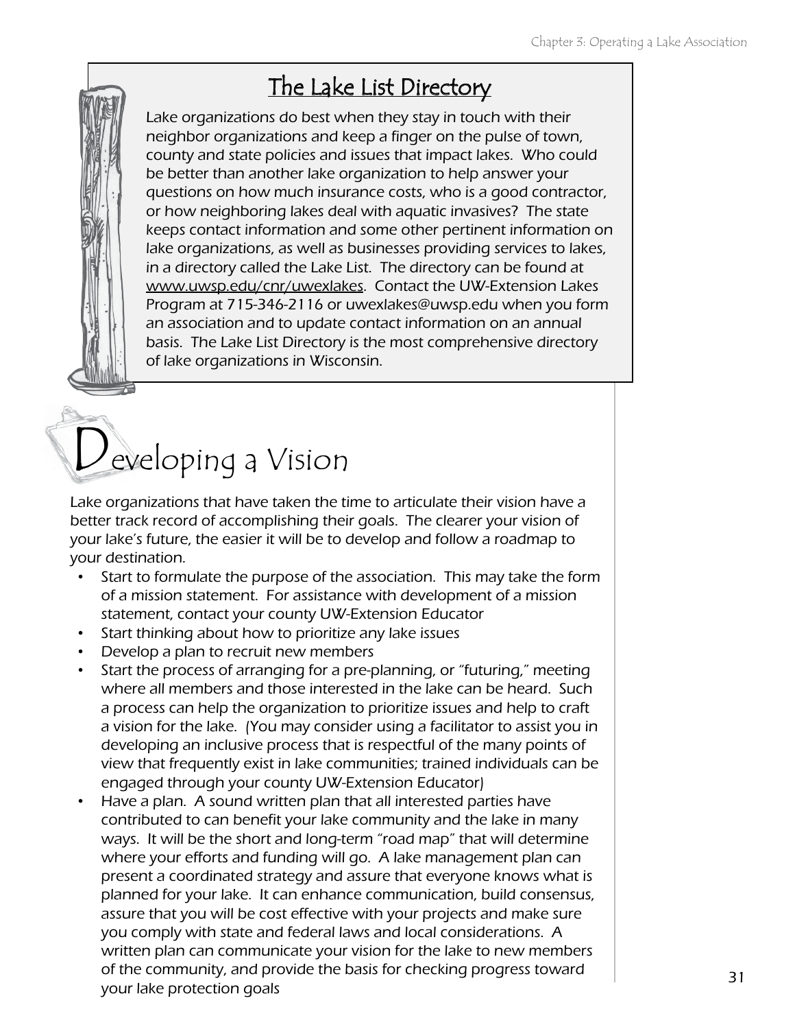## The Lake List Directory

Lake organizations do best when they stay in touch with their neighbor organizations and keep a finger on the pulse of town, county and state policies and issues that impact lakes. Who could be better than another lake organization to help answer your questions on how much insurance costs, who is a good contractor, or how neighboring lakes deal with aquatic invasives? The state keeps contact information and some other pertinent information on lake organizations, as well as businesses providing services to lakes, in a directory called the Lake List. The directory can be found at www.uwsp.edu/cnr/uwexlakes. Contact the UW-Extension Lakes Program at 715-346-2116 or uwexlakes@uwsp.edu when you form an association and to update contact information on an annual basis. The Lake List Directory is the most comprehensive directory of lake organizations in Wisconsin.

# Developing a Vision

Lake organizations that have taken the time to articulate their vision have a better track record of accomplishing their goals. The clearer your vision of your lake's future, the easier it will be to develop and follow a roadmap to your destination.

- Start to formulate the purpose of the association. This may take the form of a mission statement. For assistance with development of a mission statement, contact your county UW-Extension Educator
- Start thinking about how to prioritize any lake issues
- Develop a plan to recruit new members
- Start the process of arranging for a pre-planning, or "futuring," meeting where all members and those interested in the lake can be heard. Such a process can help the organization to prioritize issues and help to craft a vision for the lake. (You may consider using a facilitator to assist you in developing an inclusive process that is respectful of the many points of view that frequently exist in lake communities; trained individuals can be engaged through your county UW-Extension Educator)
- Have a plan. A sound written plan that all interested parties have contributed to can benefit your lake community and the lake in many ways. It will be the short and long-term "road map" that will determine where your efforts and funding will go. A lake management plan can present a coordinated strategy and assure that everyone knows what is planned for your lake. It can enhance communication, build consensus, assure that you will be cost effective with your projects and make sure you comply with state and federal laws and local considerations. A written plan can communicate your vision for the lake to new members of the community, and provide the basis for checking progress toward your lake protection goals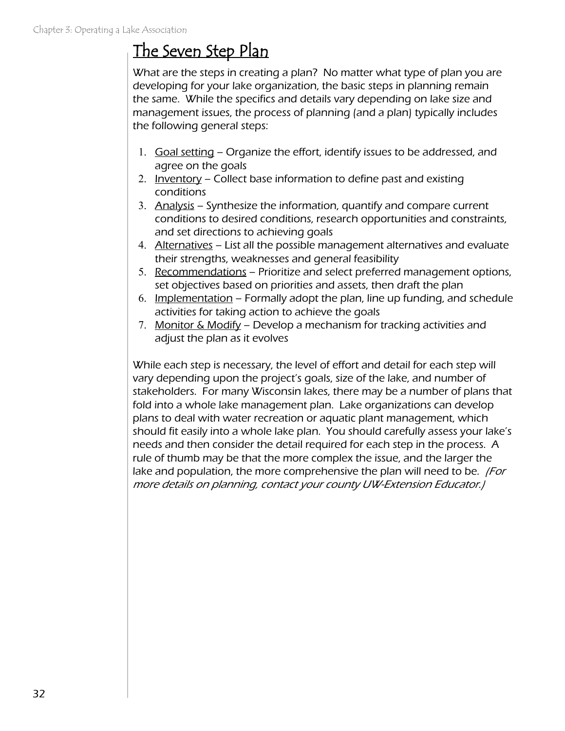## The Seven Step Plan

What are the steps in creating a plan? No matter what type of plan you are developing for your lake organization, the basic steps in planning remain the same. While the specifics and details vary depending on lake size and management issues, the process of planning (and a plan) typically includes the following general steps:

1. Goal setting – Organize the effort, identify issues to be addressed, and agree on the goals
2. Inventory – Collect base information to define past and existing conditions
3. Analysis – Synthesize the information, quantify and compare current conditions to desired conditions, research opportunities and constraints, and set directions to achieving goals
4. Alternatives – List all the possible management alternatives and evaluate their strengths, weaknesses and general feasibility
5. Recommendations – Prioritize and select preferred management options, set objectives based on priorities and assets, then draft the plan
6. Implementation – Formally adopt the plan, line up funding, and schedule activities for taking action to achieve the goals
7. Monitor & Modify – Develop a mechanism for tracking activities and adjust the plan as it evolves

While each step is necessary, the level of effort and detail for each step will vary depending upon the project's goals, size of the lake, and number of stakeholders. For many Wisconsin lakes, there may be a number of plans that fold into a whole lake management plan. Lake organizations can develop plans to deal with water recreation or aquatic plant management, which should fit easily into a whole lake plan. You should carefully assess your lake's needs and then consider the detail required for each step in the process. A rule of thumb may be that the more complex the issue, and the larger the lake and population, the more comprehensive the plan will need to be. *(For more details on planning, contact your county UW-Extension Educator.)*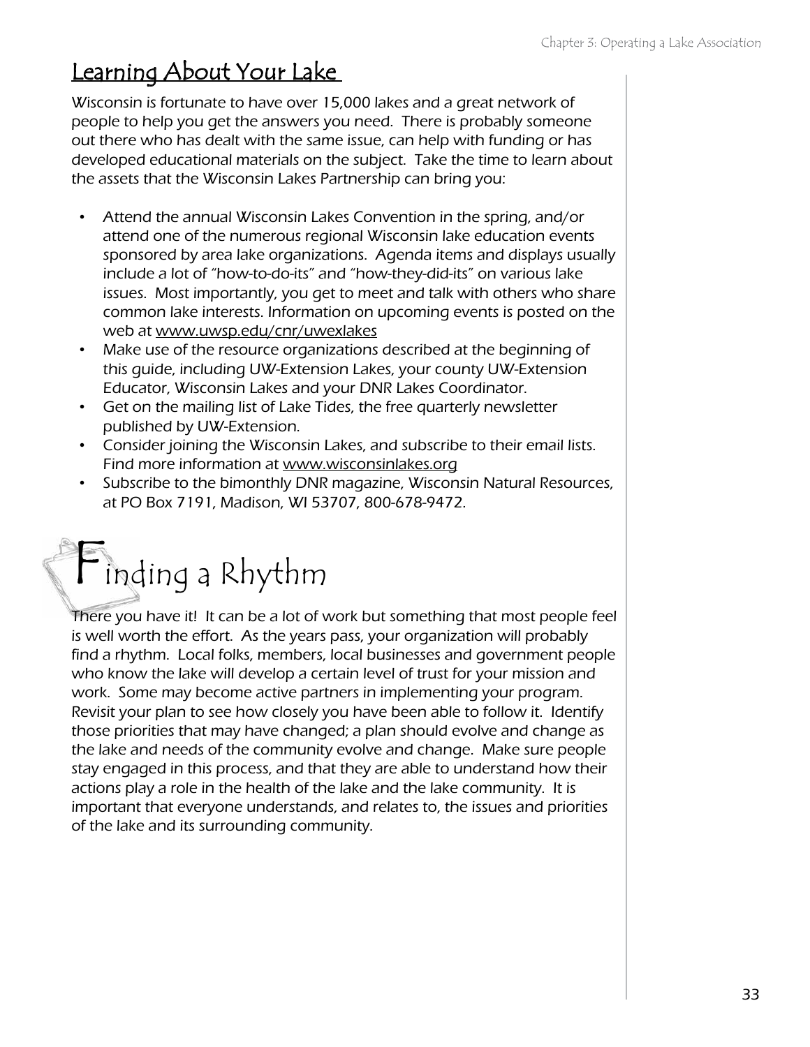## Learning About Your Lake

*Wisconsin is fortunate to have over 15,000 lakes and a great network of people to help you get the answers you need. There is probably someone out there who has dealt with the same issue, can help with funding or has developed educational materials on the subject. Take the time to learn about the assets that the Wisconsin Lakes Partnership can bring you:*

- *Attend the annual Wisconsin Lakes Convention in the spring, and/or attend one of the numerous regional Wisconsin lake education events sponsored by area lake organizations. Agenda items and displays usually include a lot of "how-to-do-its" and "how-they-did-its" on various lake issues. Most importantly, you get to meet and talk with others who share common lake interests. Information on upcoming events is posted on the web at www.uwsp.edu/cnr/uwexlakes*
- *Make use of the resource organizations described at the beginning of this guide, including UW-Extension Lakes, your county UW-Extension Educator, Wisconsin Lakes and your DNR Lakes Coordinator.*
- *Get on the mailing list of Lake Tides, the free quarterly newsletter published by UW-Extension.*
- *Consider joining the Wisconsin Lakes, and subscribe to their email lists. Find more information at www.wisconsinlakes.org*
- *Subscribe to the bimonthly DNR magazine, Wisconsin Natural Resources, at PO Box 7191, Madison, WI 53707, 800-678-9472.*

# Finding a Rhythm

*There you have it! It can be a lot of work but something that most people feel is well worth the effort. As the years pass, your organization will probably find a rhythm. Local folks, members, local businesses and government people who know the lake will develop a certain level of trust for your mission and work. Some may become active partners in implementing your program. Revisit your plan to see how closely you have been able to follow it. Identify those priorities that may have changed; a plan should evolve and change as the lake and needs of the community evolve and change. Make sure people stay engaged in this process, and that they are able to understand how their actions play a role in the health of the lake and the lake community. It is important that everyone understands, and relates to, the issues and priorities of the lake and its surrounding community.*